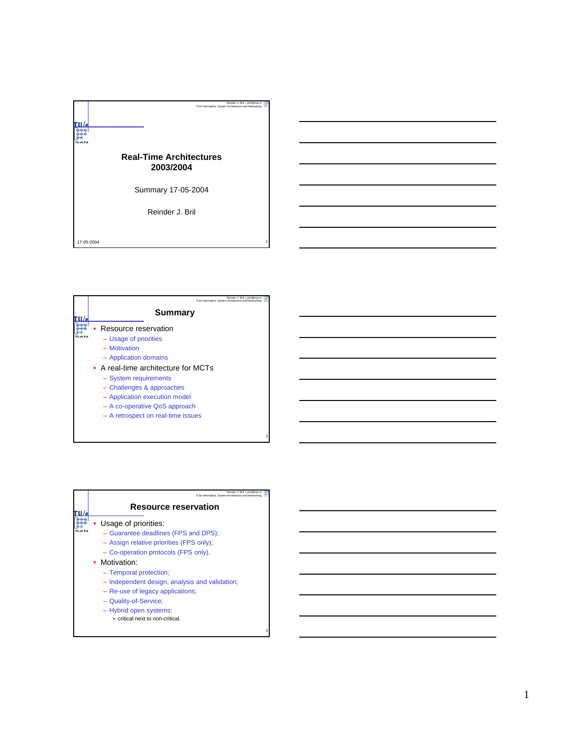# Real-Time Architectures 2003/2004

Summary 17-05-2004

Reinder J. Bril

17-05-2004

## Summary

- Resource reservation
  - Usage of priorities
  - Motivation
  - Application domains
- A real-time architecture for MCTs
  - System requirements
  - Challenges & approaches
  - Application execution model
  - A co-operative QoS approach
  - A retrospect on real-time issues

## Resource reservation

- Usage of priorities:
  - Guarantee deadlines (FPS and DPS);
  - Assign relative priorities (FPS only);
  - Co-operation protocols (FPS only).
- Motivation:
  - Temporal protection;
  - Independent design, analysis and validation;
  - Re-use of legacy applications;
  - Quality-of-Service;
  - Hybrid open systems:
    - critical next to non-critical.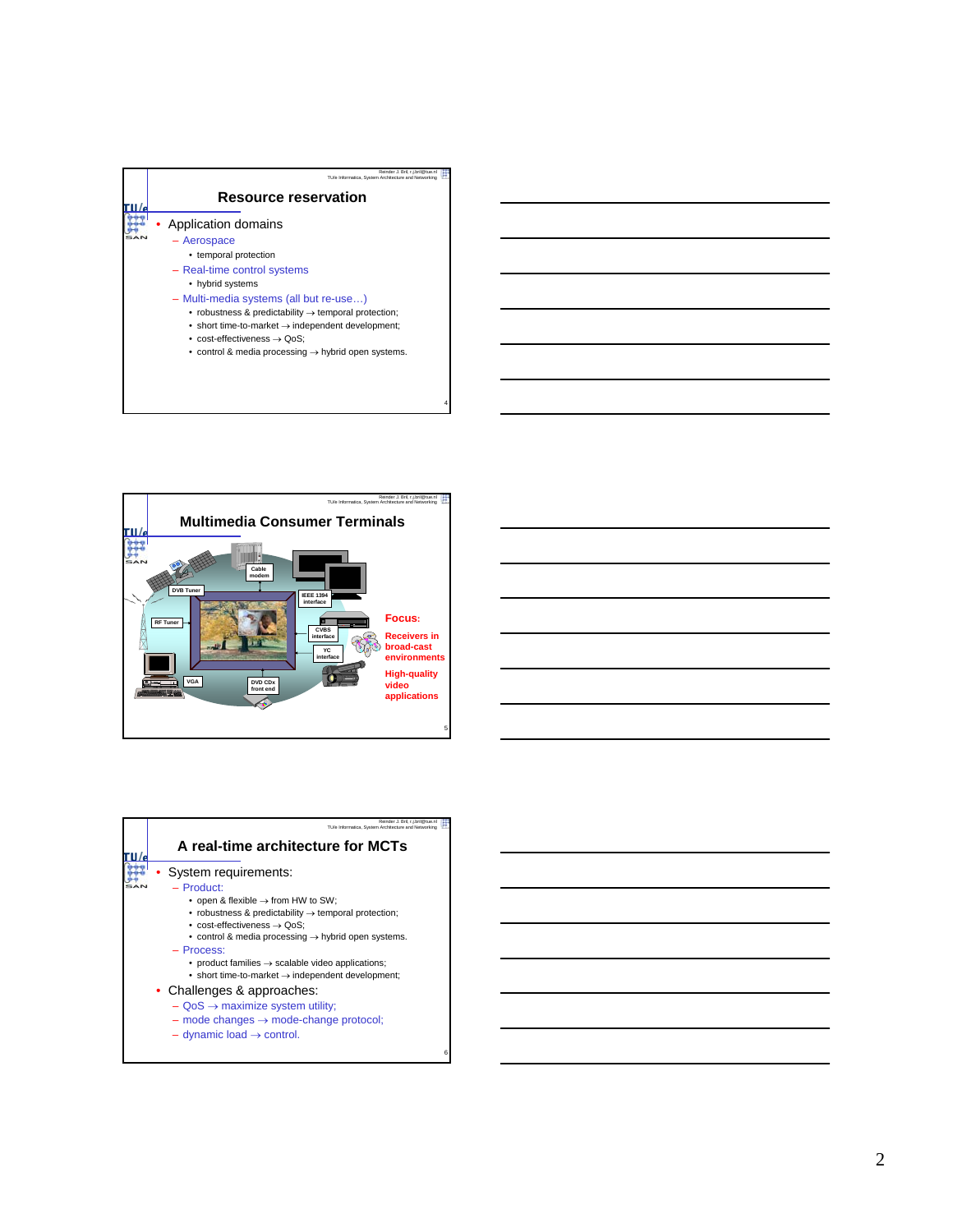## Resource reservation

- Application domains
  - Aerospace
    - temporal protection
  - Real-time control systems
    - hybrid systems
  - Multi-media systems (all but re-use…)
    - robustness & predictability → temporal protection;
    - short time-to-market → independent development;
    - cost-effectiveness → QoS;
    - control & media processing → hybrid open systems.

## Multimedia Consumer Terminals

DVB Tuner, Cable modem, IEEE 1394 interface, RF Tuner, CVBS interface, YC interface, VGA, DVD CDx front end

**Focus:**

**Receivers in broad-cast environments**

**High-quality video applications**

## A real-time architecture for MCTs

- System requirements:
  - Product:
    - open & flexible → from HW to SW;
    - robustness & predictability → temporal protection;
    - cost-effectiveness → QoS;
    - control & media processing → hybrid open systems.
  - Process:
    - product families → scalable video applications;
    - short time-to-market → independent development;
- Challenges & approaches:
  - QoS → maximize system utility;
  - mode changes → mode-change protocol;
  - dynamic load → control.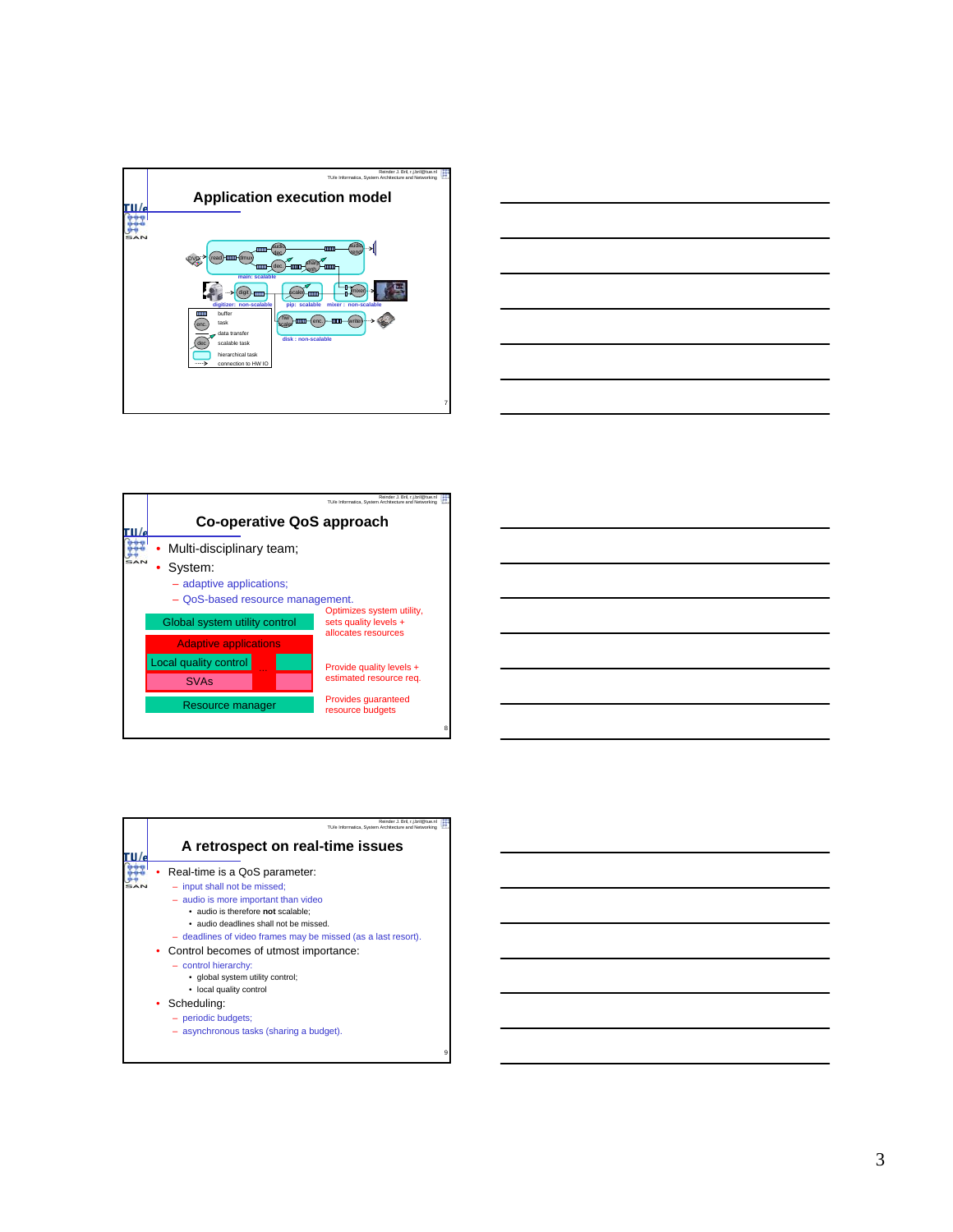## Application execution model

main: scalable

digitizer: non-scalable

pip: scalable

mixer: non-scalable

disk: non-scalable

buffer

task

data transfer

scalable task

hierarchical task

connection to HW IO

## Co-operative QoS approach

- Multi-disciplinary team;
- System:
  - adaptive applications;
  - QoS-based resource management.

Global system utility control — Optimizes system utility, sets quality levels + allocates resources

Adaptive applications

Local quality control ... SVAs — Provide quality levels + estimated resource req.

Resource manager — Provides guaranteed resource budgets

## A retrospect on real-time issues

- Real-time is a QoS parameter:
  - input shall not be missed;
  - audio is more important than video
    - audio is therefore **not** scalable;
    - audio deadlines shall not be missed.
  - deadlines of video frames may be missed (as a last resort).
- Control becomes of utmost importance:
  - control hierarchy:
    - global system utility control;
    - local quality control
- Scheduling:
  - periodic budgets;
  - asynchronous tasks (sharing a budget).